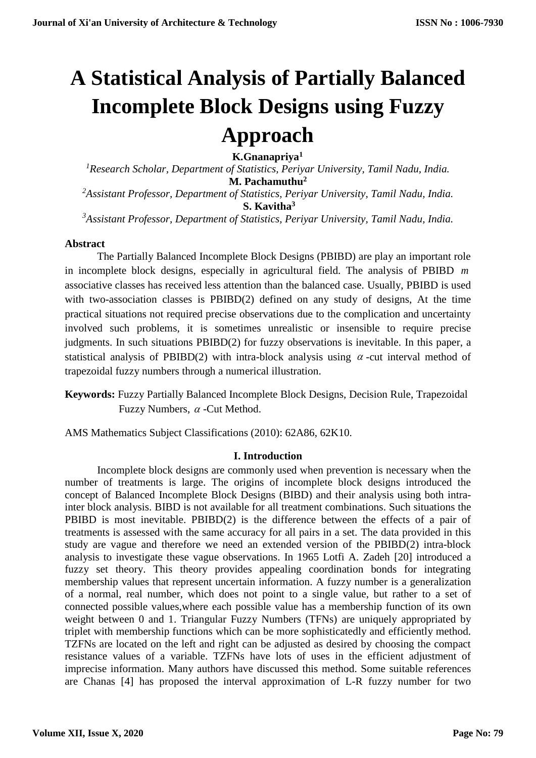# A Statistical Analysis of Partially Balanced Incomplete Block Designs using Fuzzy Approach

**K.Gnanapriya[1]**

[1]*Research Scholar, Department of Statistics, Periyar University, Tamil Nadu, India.*

**M. Pachamuthu[2]**

[2]*Assistant Professor, Department of Statistics, Periyar University, Tamil Nadu, India.*

**S. Kavitha[3]**

[3]*Assistant Professor, Department of Statistics, Periyar University, Tamil Nadu, India.*

### Abstract

The Partially Balanced Incomplete Block Designs (PBIBD) are play an important role in incomplete block designs, especially in agricultural field. The analysis of PBIBD $m$ associative classes has received less attention than the balanced case. Usually, PBIBD is used with two-association classes is PBIBD(2) defined on any study of designs, At the time practical situations not required precise observations due to the complication and uncertainty involved such problems, it is sometimes unrealistic or insensible to require precise judgments. In such situations PBIBD(2) for fuzzy observations is inevitable. In this paper, a statistical analysis of PBIBD(2) with intra-block analysis using $\alpha$-cut interval method of trapezoidal fuzzy numbers through a numerical illustration.

**Keywords:** Fuzzy Partially Balanced Incomplete Block Designs, Decision Rule, Trapezoidal Fuzzy Numbers, $\alpha$-Cut Method.

AMS Mathematics Subject Classifications (2010): 62A86, 62K10.

## I. Introduction

Incomplete block designs are commonly used when prevention is necessary when the number of treatments is large. The origins of incomplete block designs introduced the concept of Balanced Incomplete Block Designs (BIBD) and their analysis using both intra-inter block analysis. BIBD is not available for all treatment combinations. Such situations the PBIBD is most inevitable. PBIBD(2) is the difference between the effects of a pair of treatments is assessed with the same accuracy for all pairs in a set. The data provided in this study are vague and therefore we need an extended version of the PBIBD(2) intra-block analysis to investigate these vague observations. In 1965 Lotfi A. Zadeh [20] introduced a fuzzy set theory. This theory provides appealing coordination bonds for integrating membership values that represent uncertain information. A fuzzy number is a generalization of a normal, real number, which does not point to a single value, but rather to a set of connected possible values,where each possible value has a membership function of its own weight between 0 and 1. Triangular Fuzzy Numbers (TFNs) are uniquely appropriated by triplet with membership functions which can be more sophisticatedly and efficiently method. TZFNs are located on the left and right can be adjusted as desired by choosing the compact resistance values of a variable. TZFNs have lots of uses in the efficient adjustment of imprecise information. Many authors have discussed this method. Some suitable references are Chanas [4] has proposed the interval approximation of L-R fuzzy number for two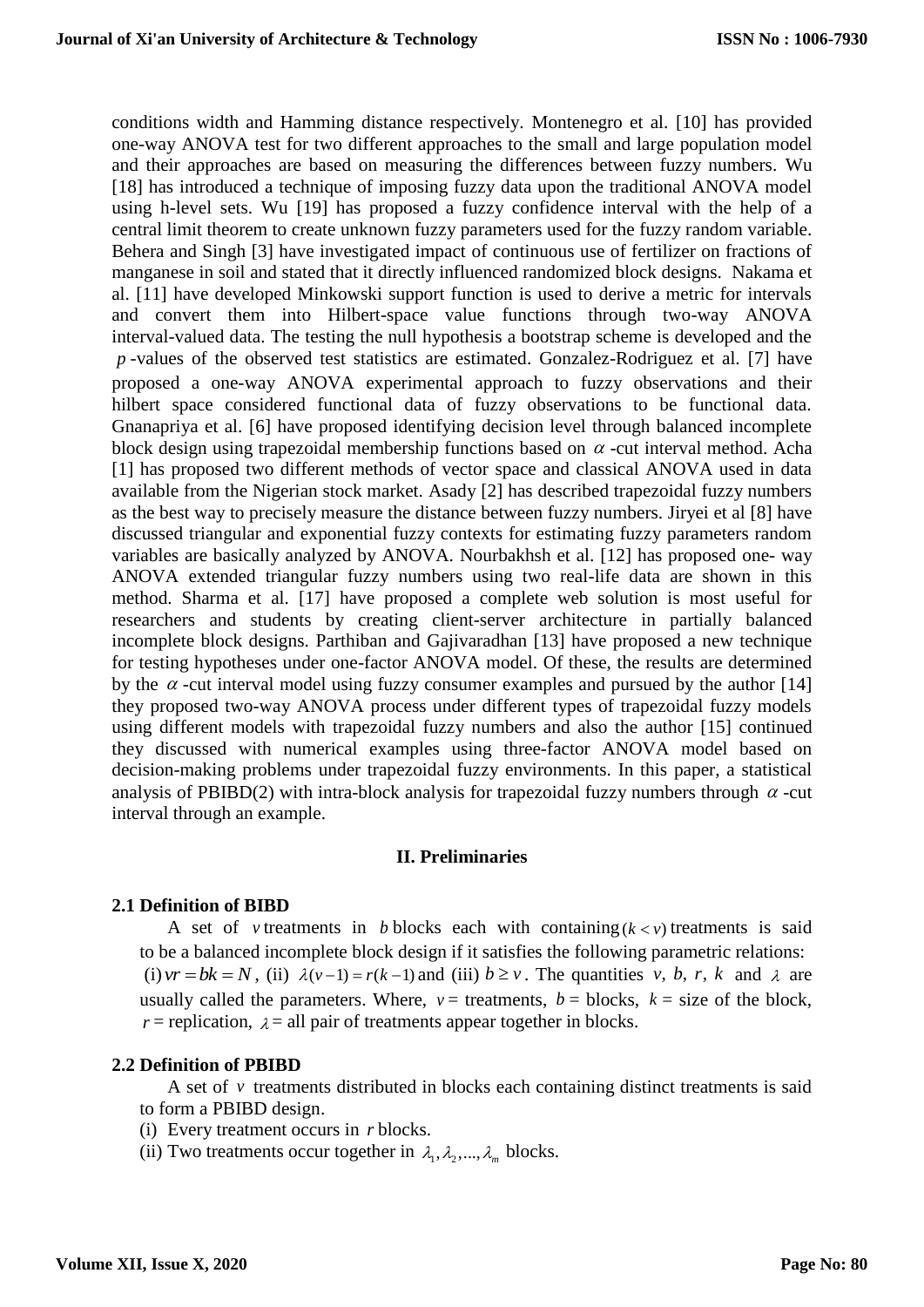conditions width and Hamming distance respectively. Montenegro et al. [10] has provided one-way ANOVA test for two different approaches to the small and large population model and their approaches are based on measuring the differences between fuzzy numbers. Wu [18] has introduced a technique of imposing fuzzy data upon the traditional ANOVA model using h-level sets. Wu [19] has proposed a fuzzy confidence interval with the help of a central limit theorem to create unknown fuzzy parameters used for the fuzzy random variable. Behera and Singh [3] have investigated impact of continuous use of fertilizer on fractions of manganese in soil and stated that it directly influenced randomized block designs. Nakama et al. [11] have developed Minkowski support function is used to derive a metric for intervals and convert them into Hilbert-space value functions through two-way ANOVA interval-valued data. The testing the null hypothesis a bootstrap scheme is developed and the $p$-values of the observed test statistics are estimated. Gonzalez-Rodriguez et al. [7] have proposed a one-way ANOVA experimental approach to fuzzy observations and their hilbert space considered functional data of fuzzy observations to be functional data. Gnanapriya et al. [6] have proposed identifying decision level through balanced incomplete block design using trapezoidal membership functions based on $\alpha$-cut interval method. Acha [1] has proposed two different methods of vector space and classical ANOVA used in data available from the Nigerian stock market. Asady [2] has described trapezoidal fuzzy numbers as the best way to precisely measure the distance between fuzzy numbers. Jiryei et al [8] have discussed triangular and exponential fuzzy contexts for estimating fuzzy parameters random variables are basically analyzed by ANOVA. Nourbakhsh et al. [12] has proposed one- way ANOVA extended triangular fuzzy numbers using two real-life data are shown in this method. Sharma et al. [17] have proposed a complete web solution is most useful for researchers and students by creating client-server architecture in partially balanced incomplete block designs. Parthiban and Gajivaradhan [13] have proposed a new technique for testing hypotheses under one-factor ANOVA model. Of these, the results are determined by the $\alpha$-cut interval model using fuzzy consumer examples and pursued by the author [14] they proposed two-way ANOVA process under different types of trapezoidal fuzzy models using different models with trapezoidal fuzzy numbers and also the author [15] continued they discussed with numerical examples using three-factor ANOVA model based on decision-making problems under trapezoidal fuzzy environments. In this paper, a statistical analysis of PBIBD(2) with intra-block analysis for trapezoidal fuzzy numbers through $\alpha$-cut interval through an example.

## II. Preliminaries

### 2.1 Definition of BIBD

A set of $v$ treatments in $b$ blocks each with containing $(k < v)$ treatments is said to be a balanced incomplete block design if it satisfies the following parametric relations: (i) $vr = bk = N$, (ii) $\lambda(v-1) = r(k-1)$ and (iii) $b \geq v$. The quantities $v$, $b$, $r$, $k$ and $\lambda$ are usually called the parameters. Where, $v$ = treatments, $b$ = blocks, $k$ = size of the block, $r$ = replication, $\lambda$ = all pair of treatments appear together in blocks.

### 2.2 Definition of PBIBD

A set of $v$ treatments distributed in blocks each containing distinct treatments is said to form a PBIBD design.

(i) Every treatment occurs in $r$ blocks.

(ii) Two treatments occur together in $\lambda_1, \lambda_2, ..., \lambda_m$ blocks.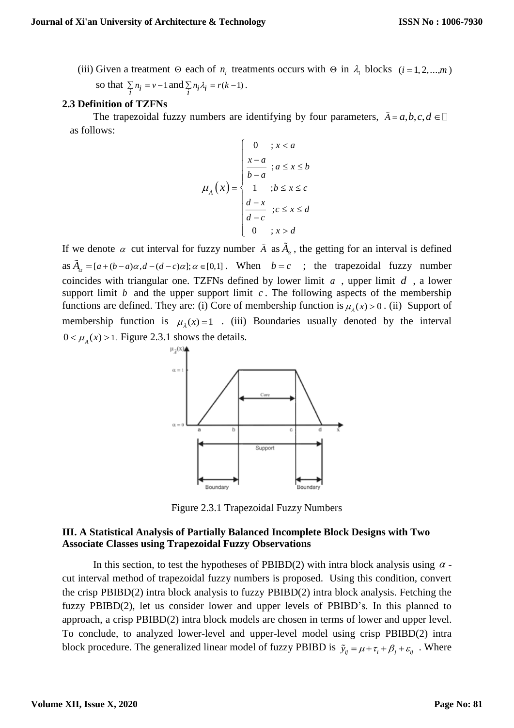(iii) Given a treatment $\Theta$ each of $n_i$ treatments occurs with $\Theta$ in $\lambda_i$ blocks $(i=1,2,\ldots,m)$ so that $\sum_i n_i = v-1$ and $\sum_i n_i \lambda_i = r(k-1)$.

### 2.3 Definition of TZFNs

The trapezoidal fuzzy numbers are identifying by four parameters, $\tilde{A} = a,b,c,d \in$ as follows:

$$\mu_{\tilde{A}}(x) = \begin{cases} 0 & ; x < a \\ \dfrac{x-a}{b-a} & ; a \le x \le b \\ 1 & ; b \le x \le c \\ \dfrac{d-x}{d-c} & ; c \le x \le d \\ 0 & ; x > d \end{cases}$$

If we denote $\alpha$ cut interval for fuzzy number $\tilde{A}$ as $\tilde{A}_\alpha$, the getting for an interval is defined as $\tilde{A}_\alpha = [a+(b-a)\alpha, d-(d-c)\alpha]; \alpha \in [0,1]$. When $b=c$ ; the trapezoidal fuzzy number coincides with triangular one. TZFNs defined by lower limit $a$ , upper limit $d$ , a lower support limit $b$ and the upper support limit $c$. The following aspects of the membership functions are defined. They are: (i) Core of membership function is $\mu_{\tilde{A}}(x) > 0$. (ii) Support of membership function is $\mu_{\tilde{A}}(x) = 1$ . (iii) Boundaries usually denoted by the interval $0 < \mu_{\tilde{A}}(x) > 1$. Figure 2.3.1 shows the details.

Figure 2.3.1 Trapezoidal Fuzzy Numbers

## III. A Statistical Analysis of Partially Balanced Incomplete Block Designs with Two Associate Classes using Trapezoidal Fuzzy Observations

In this section, to test the hypotheses of PBIBD(2) with intra block analysis using $\alpha$ -cut interval method of trapezoidal fuzzy numbers is proposed. Using this condition, convert the crisp PBIBD(2) intra block analysis to fuzzy PBIBD(2) intra block analysis. Fetching the fuzzy PBIBD(2), let us consider lower and upper levels of PBIBD's. In this planned to approach, a crisp PBIBD(2) intra block models are chosen in terms of lower and upper level. To conclude, to analyzed lower-level and upper-level model using crisp PBIBD(2) intra block procedure. The generalized linear model of fuzzy PBIBD is $\tilde{y}_{ij} = \mu + \tau_i + \beta_j + \varepsilon_{ij}$ . Where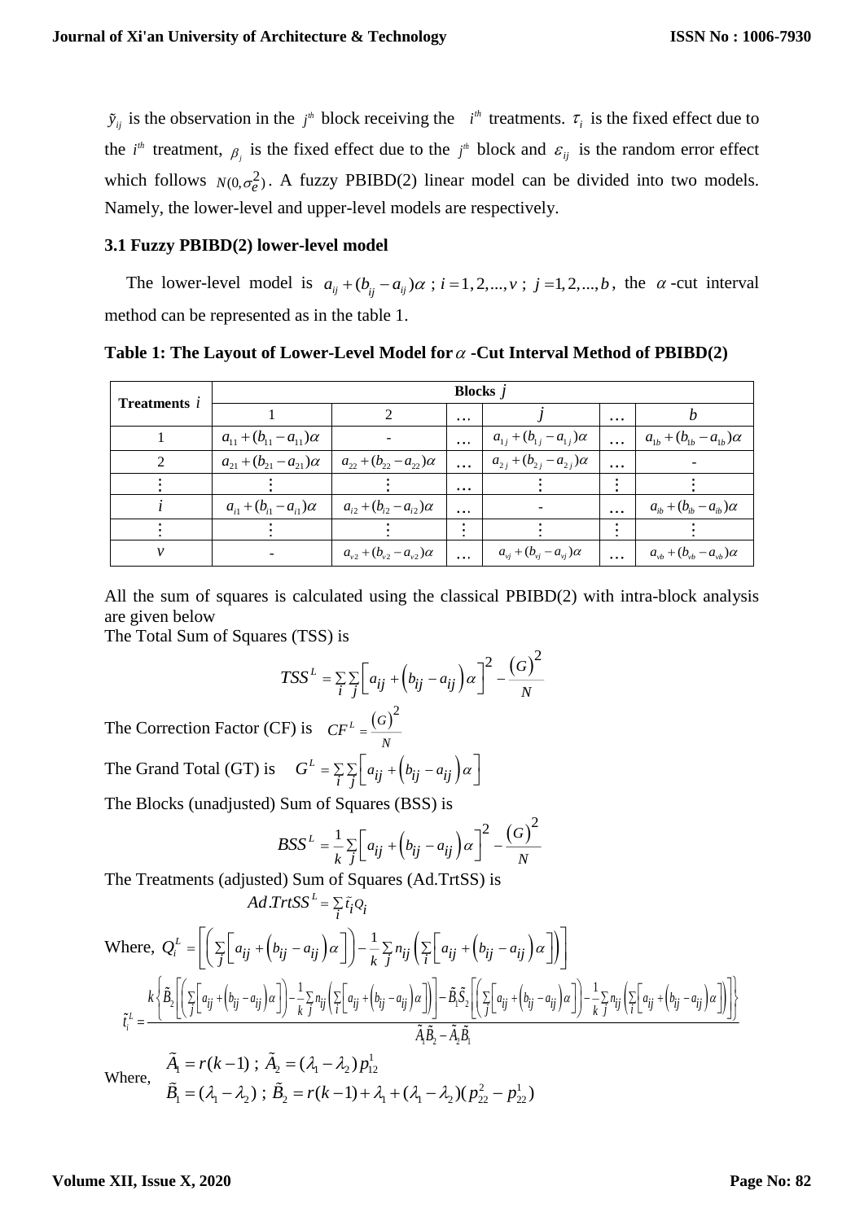$\tilde{y}_{ij}$ is the observation in the $j^{th}$ block receiving the $i^{th}$ treatments. $\tau_i$ is the fixed effect due to the $i^{th}$ treatment, $\beta_j$ is the fixed effect due to the $j^{th}$ block and $\varepsilon_{ij}$ is the random error effect which follows $N(0,\sigma_e^2)$. A fuzzy PBIBD(2) linear model can be divided into two models. Namely, the lower-level and upper-level models are respectively.

### 3.1 Fuzzy PBIBD(2) lower-level model

The lower-level model is $a_{ij}+(b_{ij}-a_{ij})\alpha$ ; $i=1,2,...,v$ ; $j=1,2,...,b$, the $\alpha$-cut interval method can be represented as in the table 1.

**Table 1: The Layout of Lower-Level Model for $\alpha$ -Cut Interval Method of PBIBD(2)**

| Treatments $i$ | Blocks $j$ | | | | | |
|---|---|---|---|---|---|---|
| | 1 | 2 | … | $j$ | … | $b$ |
| 1 | $a_{11}+(b_{11}-a_{11})\alpha$ | - | … | $a_{1j}+(b_{1j}-a_{1j})\alpha$ | … | $a_{1b}+(b_{1b}-a_{1b})\alpha$ |
| 2 | $a_{21}+(b_{21}-a_{21})\alpha$ | $a_{22}+(b_{22}-a_{22})\alpha$ | … | $a_{2j}+(b_{2j}-a_{2j})\alpha$ | … | - |
| ⋮ | ⋮ | ⋮ | … | ⋮ | ⋮ | ⋮ |
| $i$ | $a_{i1}+(b_{i1}-a_{i1})\alpha$ | $a_{i2}+(b_{i2}-a_{i2})\alpha$ | … | - | … | $a_{ib}+(b_{ib}-a_{ib})\alpha$ |
| ⋮ | ⋮ | ⋮ | ⋮ | ⋮ | ⋮ | ⋮ |
| $v$ | - | $a_{v2}+(b_{v2}-a_{v2})\alpha$ | … | $a_{vj}+(b_{vj}-a_{vj})\alpha$ | … | $a_{vb}+(b_{vb}-a_{vb})\alpha$ |

All the sum of squares is calculated using the classical PBIBD(2) with intra-block analysis are given below

The Total Sum of Squares (TSS) is

$$TSS^L=\sum_i\sum_j\left[a_{ij}+\left(b_{ij}-a_{ij}\right)\alpha\right]^2-\frac{(G)^2}{N}$$

The Correction Factor (CF) is $CF^L=\dfrac{(G)^2}{N}$

The Grand Total (GT) is $G^L=\sum_i\sum_j\left[a_{ij}+\left(b_{ij}-a_{ij}\right)\alpha\right]$

The Blocks (unadjusted) Sum of Squares (BSS) is

$$BSS^L=\frac{1}{k}\sum_j\left[a_{ij}+\left(b_{ij}-a_{ij}\right)\alpha\right]^2-\frac{(G)^2}{N}$$

The Treatments (adjusted) Sum of Squares (Ad.TrtSS) is

$$Ad.TrtSS^L=\sum_i\tilde{t}_iQ_i$$

Where, $Q_i^L=\left[\left(\sum_j\left[a_{ij}+\left(b_{ij}-a_{ij}\right)\alpha\right]\right)-\frac{1}{k}\sum_j n_{ij}\left(\sum_i\left[a_{ij}+\left(b_{ij}-a_{ij}\right)\alpha\right]\right)\right]$

$$\tilde{t}_i^L=\frac{k\left\{\tilde{B}_2\left[\left(\sum_j\left[a_{ij}+\left(b_{ij}-a_{ij}\right)\alpha\right]\right)-\frac{1}{k}\sum_j n_{ij}\left(\sum_i\left[a_{ij}+\left(b_{ij}-a_{ij}\right)\alpha\right]\right)\right]-\tilde{B}_1\tilde{S}_2\left[\left(\sum_j\left[a_{ij}+\left(b_{ij}-a_{ij}\right)\alpha\right]\right)-\frac{1}{k}\sum_j n_{ij}\left(\sum_i\left[a_{ij}+\left(b_{ij}-a_{ij}\right)\alpha\right]\right)\right]\right\}}{\tilde{A}_1\tilde{B}_2-\tilde{A}_2\tilde{B}_1}$$

Where, $\tilde{A}_1=r(k-1)$ ; $\tilde{A}_2=(\lambda_1-\lambda_2)p_{12}^1$

$\tilde{B}_1=(\lambda_1-\lambda_2)$ ; $\tilde{B}_2=r(k-1)+\lambda_1+(\lambda_1-\lambda_2)(p_{22}^2-p_{22}^1)$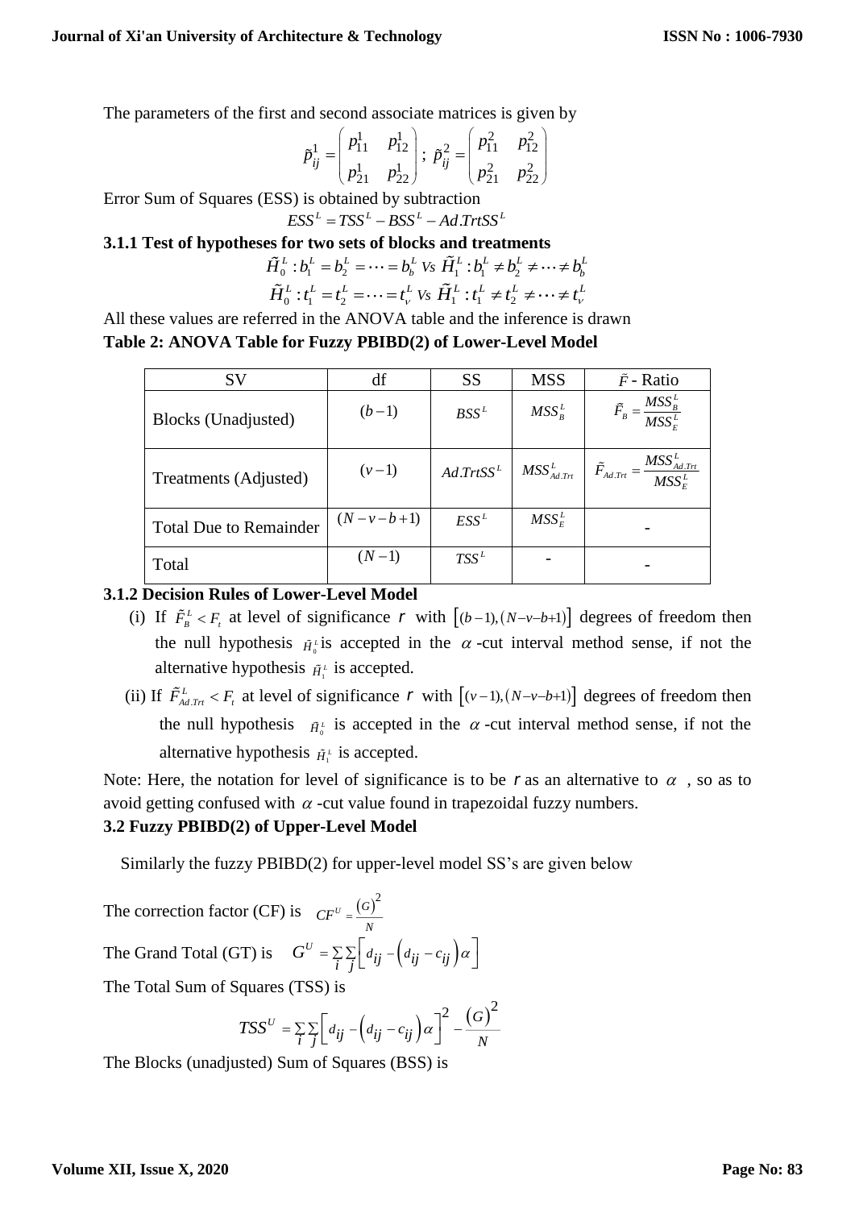The parameters of the first and second associate matrices is given by

$$\tilde{p}_{ij}^{1} = \begin{pmatrix} p_{11}^{1} & p_{12}^{1} \\ p_{21}^{1} & p_{22}^{1} \end{pmatrix};\ \tilde{p}_{ij}^{2} = \begin{pmatrix} p_{11}^{2} & p_{12}^{2} \\ p_{21}^{2} & p_{22}^{2} \end{pmatrix}$$

Error Sum of Squares (ESS) is obtained by subtraction

$$ESS^{L} = TSS^{L} - BSS^{L} - Ad.TrtSS^{L}$$

**3.1.1 Test of hypotheses for two sets of blocks and treatments**

$$\tilde{H}_{0}^{L} : b_{1}^{L} = b_{2}^{L} = \cdots = b_{b}^{L} \ Vs\ \tilde{H}_{1}^{L} : b_{1}^{L} \neq b_{2}^{L} \neq \cdots \neq b_{b}^{L}$$

$$\tilde{H}_{0}^{L} : t_{1}^{L} = t_{2}^{L} = \cdots = t_{v}^{L} \ Vs\ \tilde{H}_{1}^{L} : t_{1}^{L} \neq t_{2}^{L} \neq \cdots \neq t_{v}^{L}$$

All these values are referred in the ANOVA table and the inference is drawn

**Table 2: ANOVA Table for Fuzzy PBIBD(2) of Lower-Level Model**

| SV | df | SS | MSS | $\tilde{F}$ - Ratio |
|---|---|---|---|---|
| Blocks (Unadjusted) | $(b-1)$ | $BSS^{L}$ | $MSS_{B}^{L}$ | $\tilde{F}_{B} = \dfrac{MSS_{B}^{L}}{MSS_{E}^{L}}$ |
| Treatments (Adjusted) | $(v-1)$ | $Ad.TrtSS^{L}$ | $MSS_{Ad.Trt}^{L}$ | $\tilde{F}_{Ad.Trt} = \dfrac{MSS_{Ad.Trt}^{L}}{MSS_{E}^{L}}$ |
| Total Due to Remainder | $(N-v-b+1)$ | $ESS^{L}$ | $MSS_{E}^{L}$ | - |
| Total | $(N-1)$ | $TSS^{L}$ | - | - |

**3.1.2 Decision Rules of Lower-Level Model**

(i) If $\tilde{F}_{B}^{L} < F_{t}$ at level of significance $r$ with $\left[(b-1),(N-v-b+1)\right]$ degrees of freedom then the null hypothesis $\tilde{H}_{0}^{L}$ is accepted in the $\alpha$-cut interval method sense, if not the alternative hypothesis $\tilde{H}_{1}^{L}$ is accepted.

(ii) If $\tilde{F}_{Ad.Trt}^{L} < F_{t}$ at level of significance $r$ with $\left[(v-1),(N-v-b+1)\right]$ degrees of freedom then the null hypothesis $\tilde{H}_{0}^{L}$ is accepted in the $\alpha$-cut interval method sense, if not the alternative hypothesis $\tilde{H}_{1}^{L}$ is accepted.

Note: Here, the notation for level of significance is to be $r$ as an alternative to $\alpha$, so as to avoid getting confused with $\alpha$-cut value found in trapezoidal fuzzy numbers.

**3.2 Fuzzy PBIBD(2) of Upper-Level Model**

Similarly the fuzzy PBIBD(2) for upper-level model SS's are given below

The correction factor (CF) is $CF^{U} = \dfrac{(G)^{2}}{N}$

The Grand Total (GT) is $G^{U} = \sum_{i}\sum_{j}\left[d_{ij} - \left(d_{ij} - c_{ij}\right)\alpha\right]$

The Total Sum of Squares (TSS) is

$$TSS^{U} = \sum_{i}\sum_{j}\left[d_{ij} - \left(d_{ij} - c_{ij}\right)\alpha\right]^{2} - \frac{(G)^{2}}{N}$$

The Blocks (unadjusted) Sum of Squares (BSS) is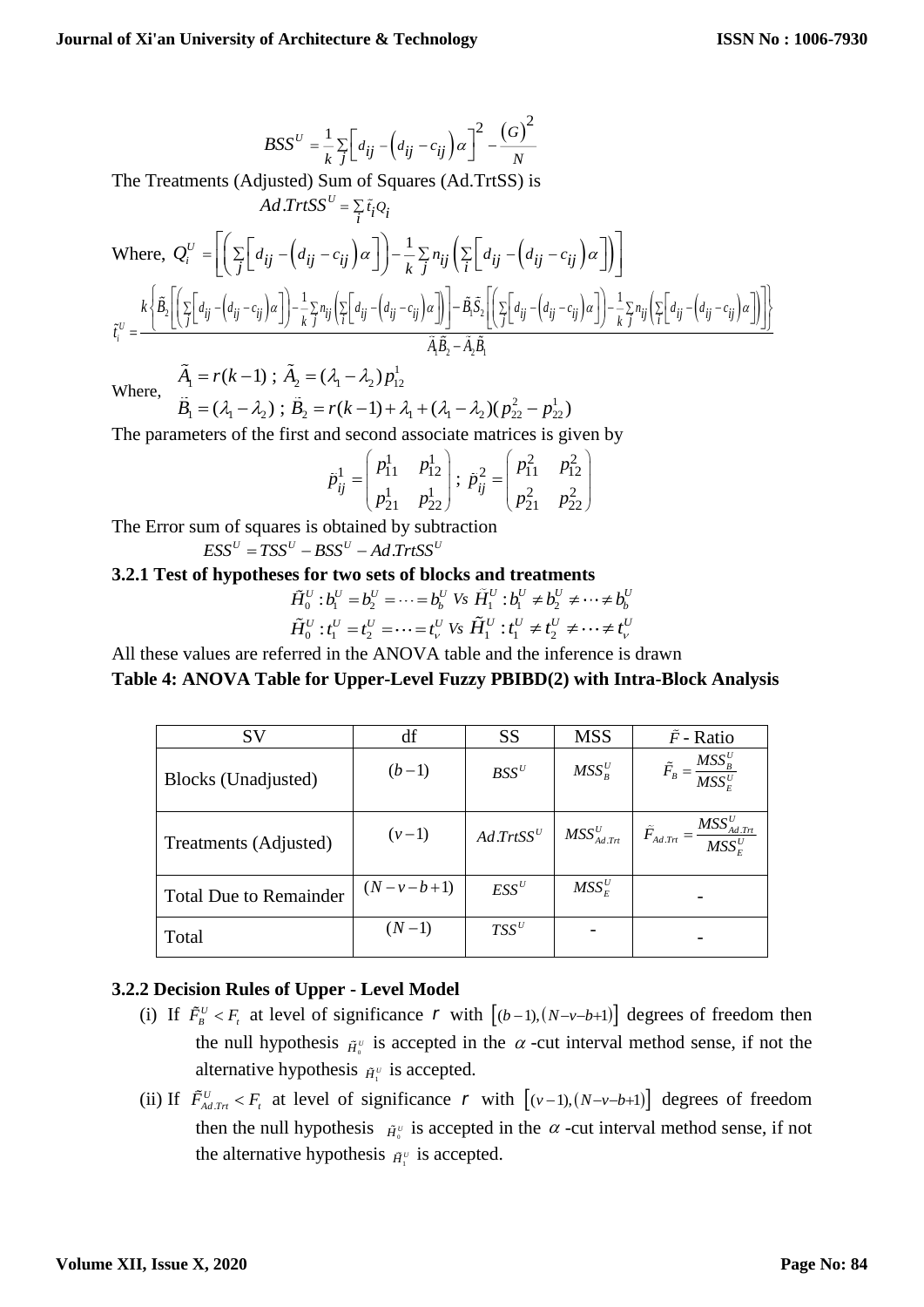$$BSS^U = \frac{1}{k}\sum_j \left[ d_{ij} - \left(d_{ij} - c_{ij}\right)\alpha \right]^2 - \frac{(G)^2}{N}$$

The Treatments (Adjusted) Sum of Squares (Ad.TrtSS) is

$$Ad.TrtSS^U = \sum_i \tilde{t}_i Q_i$$

Where, $Q_i^U = \left[\left(\sum_j \left[ d_{ij} - \left(d_{ij} - c_{ij}\right)\alpha \right]\right) - \frac{1}{k}\sum_j n_{ij}\left(\sum_i \left[ d_{ij} - \left(d_{ij} - c_{ij}\right)\alpha \right]\right)\right]$

$$\tilde{t}_i^U = \frac{k\left\{\tilde{B}_2\left[\left(\sum_j \left[ d_{ij} - \left(d_{ij} - c_{ij}\right)\alpha \right]\right) - \frac{1}{k}\sum_j n_{ij}\left(\sum_i \left[ d_{ij} - \left(d_{ij} - c_{ij}\right)\alpha \right]\right)\right] - \tilde{B}_1\tilde{S}_2\left[\left(\sum_j \left[ d_{ij} - \left(d_{ij} - c_{ij}\right)\alpha \right]\right) - \frac{1}{k}\sum_j n_{ij}\left(\sum_i \left[ d_{ij} - \left(d_{ij} - c_{ij}\right)\alpha \right]\right)\right]\right\}}{\tilde{A}_1\tilde{B}_2 - \tilde{A}_2\tilde{B}_1}$$

Where,
$$\tilde{A}_1 = r(k-1)\ ;\ \tilde{A}_2 = (\lambda_1 - \lambda_2)\, p_{12}^1$$
$$\tilde{B}_1 = (\lambda_1 - \lambda_2)\ ;\ \tilde{B}_2 = r(k-1) + \lambda_1 + (\lambda_1 - \lambda_2)(p_{22}^2 - p_{22}^1)$$

The parameters of the first and second associate matrices is given by

$$\tilde{p}_{ij}^1 = \begin{pmatrix} p_{11}^1 & p_{12}^1 \\ p_{21}^1 & p_{22}^1 \end{pmatrix}\ ;\ \tilde{p}_{ij}^2 = \begin{pmatrix} p_{11}^2 & p_{12}^2 \\ p_{21}^2 & p_{22}^2 \end{pmatrix}$$

The Error sum of squares is obtained by subtraction

$$ESS^U = TSS^U - BSS^U - Ad.TrtSS^U$$

### 3.2.1 Test of hypotheses for two sets of blocks and treatments

$$\tilde{H}_0^U : b_1^U = b_2^U = \cdots = b_b^U \ Vs\ \tilde{H}_1^U : b_1^U \neq b_2^U \neq \cdots \neq b_b^U$$
$$\tilde{H}_0^U : t_1^U = t_2^U = \cdots = t_v^U \ Vs\ \tilde{H}_1^U : t_1^U \neq t_2^U \neq \cdots \neq t_v^U$$

All these values are referred in the ANOVA table and the inference is drawn

**Table 4: ANOVA Table for Upper-Level Fuzzy PBIBD(2) with Intra-Block Analysis**

| SV | df | SS | MSS | $\tilde{F}$ - Ratio |
|---|---|---|---|---|
| Blocks (Unadjusted) | $(b-1)$ | $BSS^U$ | $MSS_B^U$ | $\tilde{F}_B = \frac{MSS_B^U}{MSS_E^U}$ |
| Treatments (Adjusted) | $(v-1)$ | $Ad.TrtSS^U$ | $MSS_{Ad.Trt}^U$ | $\tilde{F}_{Ad.Trt} = \frac{MSS_{Ad.Trt}^U}{MSS_E^U}$ |
| Total Due to Remainder | $(N-v-b+1)$ | $ESS^U$ | $MSS_E^U$ | - |
| Total | $(N-1)$ | $TSS^U$ | - | - |

### 3.2.2 Decision Rules of Upper - Level Model

(i) If $\tilde{F}_B^U < F_t$ at level of significance $r$ with $\left[(b-1),(N-v-b+1)\right]$ degrees of freedom then the null hypothesis $\tilde{H}_0^U$ is accepted in the $\alpha$-cut interval method sense, if not the alternative hypothesis $\tilde{H}_1^U$ is accepted.

(ii) If $\tilde{F}_{Ad.Trt}^U < F_t$ at level of significance $r$ with $\left[(v-1),(N-v-b+1)\right]$ degrees of freedom then the null hypothesis $\tilde{H}_0^U$ is accepted in the $\alpha$-cut interval method sense, if not the alternative hypothesis $\tilde{H}_1^U$ is accepted.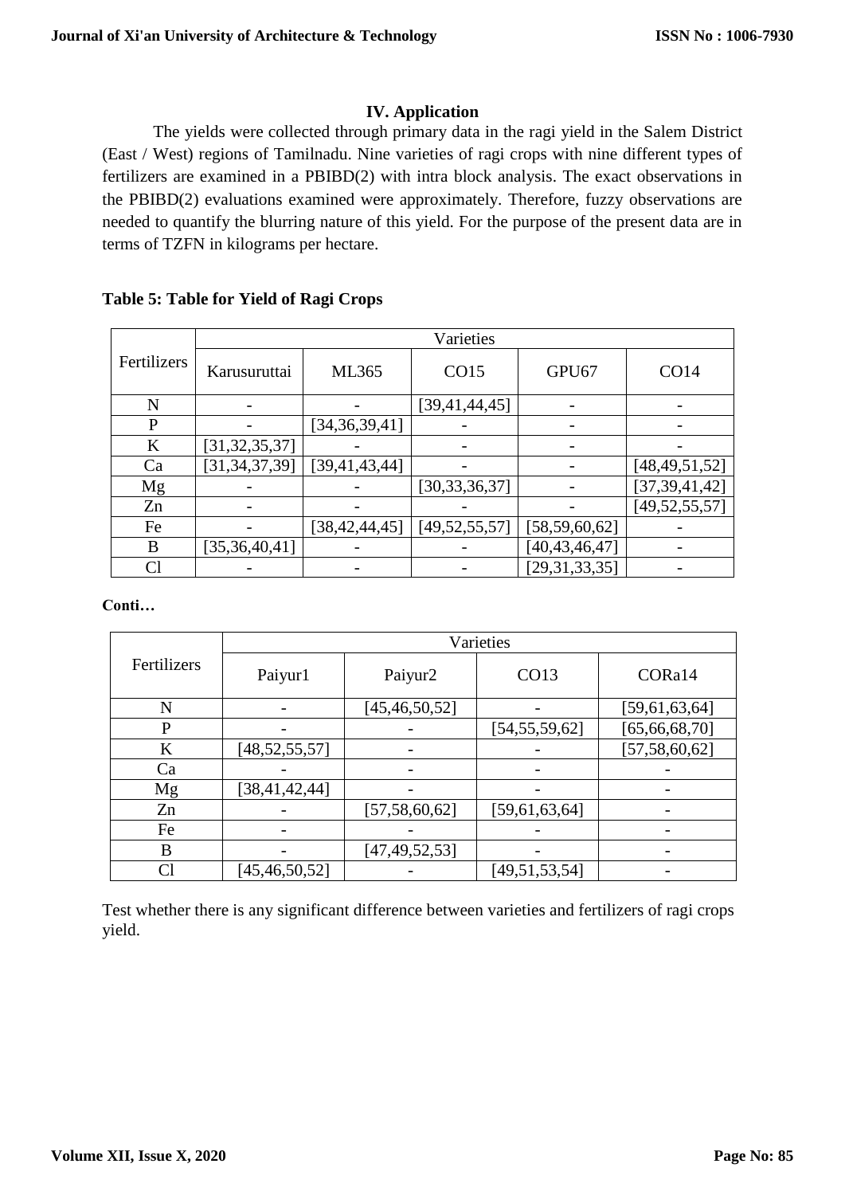## IV. Application

The yields were collected through primary data in the ragi yield in the Salem District (East / West) regions of Tamilnadu. Nine varieties of ragi crops with nine different types of fertilizers are examined in a PBIBD(2) with intra block analysis. The exact observations in the PBIBD(2) evaluations examined were approximately. Therefore, fuzzy observations are needed to quantify the blurring nature of this yield. For the purpose of the present data are in terms of TZFN in kilograms per hectare.

**Table 5: Table for Yield of Ragi Crops**

| Fertilizers | Varieties | | | | |
|---|---|---|---|---|---|
| | Karusuruttai | ML365 | CO15 | GPU67 | CO14 |
| N | - | - | [39,41,44,45] | - | - |
| P | - | [34,36,39,41] | - | - | - |
| K | [31,32,35,37] | - | - | - | - |
| Ca | [31,34,37,39] | [39,41,43,44] | - | - | [48,49,51,52] |
| Mg | - | - | [30,33,36,37] | - | [37,39,41,42] |
| Zn | - | - | - | - | [49,52,55,57] |
| Fe | - | [38,42,44,45] | [49,52,55,57] | [58,59,60,62] | - |
| B | [35,36,40,41] | - | - | [40,43,46,47] | - |
| Cl | - | - | - | [29,31,33,35] | - |

**Conti…**

| Fertilizers | Varieties | | | |
|---|---|---|---|---|
| | Paiyur1 | Paiyur2 | CO13 | CORa14 |
| N | - | [45,46,50,52] | - | [59,61,63,64] |
| P | - | - | [54,55,59,62] | [65,66,68,70] |
| K | [48,52,55,57] | - | - | [57,58,60,62] |
| Ca | - | - | - | - |
| Mg | [38,41,42,44] | - | - | - |
| Zn | - | [57,58,60,62] | [59,61,63,64] | - |
| Fe | - | - | - | - |
| B | - | [47,49,52,53] | - | - |
| Cl | [45,46,50,52] | - | [49,51,53,54] | - |

Test whether there is any significant difference between varieties and fertilizers of ragi crops yield.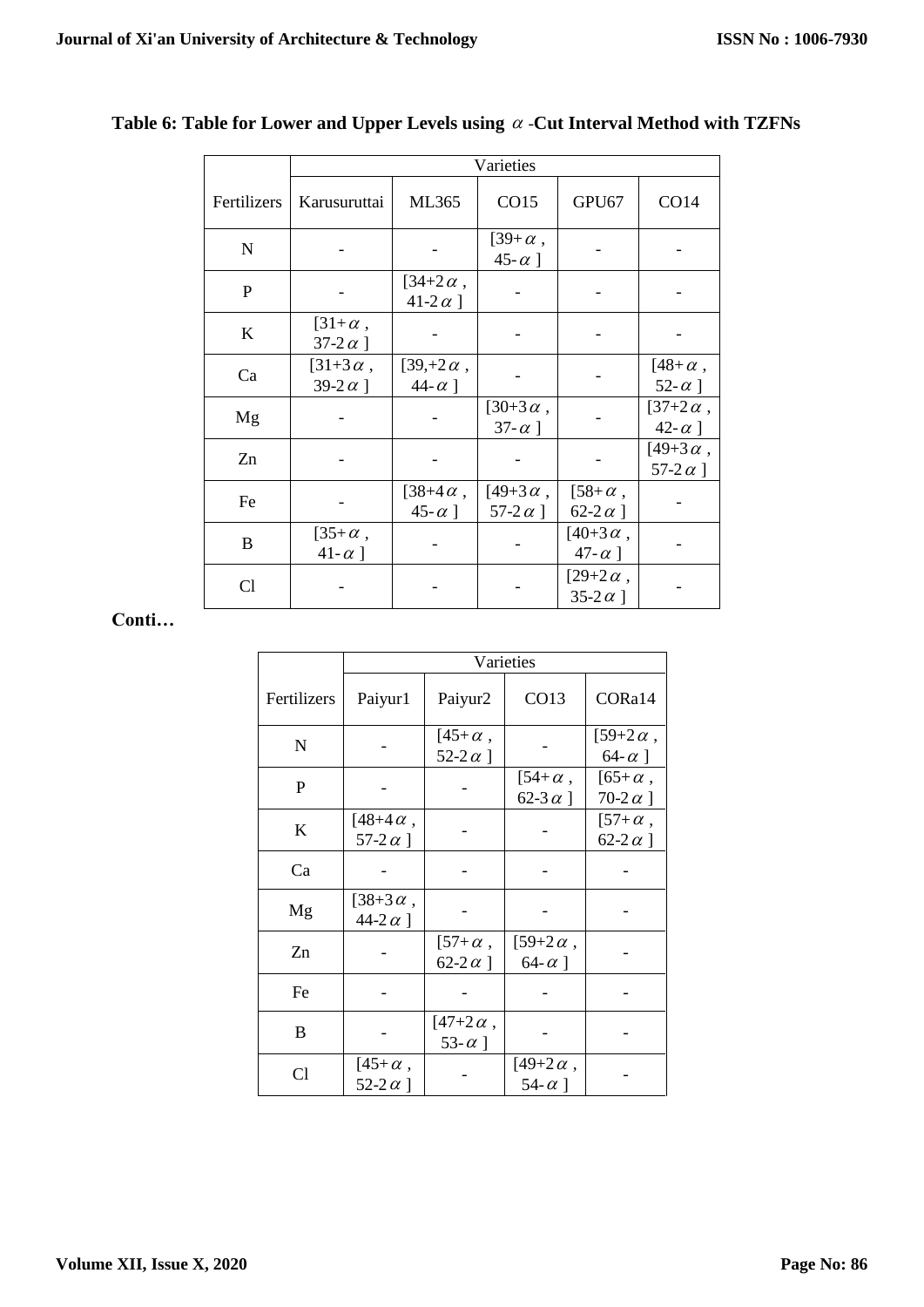**Table 6: Table for Lower and Upper Levels using $\alpha$ -Cut Interval Method with TZFNs**

| Fertilizers | Varieties | | | | |
|---|---|---|---|---|---|
| | Karusuruttai | ML365 | CO15 | GPU67 | CO14 |
| N | - | - | [39+ $\alpha$ , 45- $\alpha$ ] | - | - |
| P | - | [34+2 $\alpha$ , 41-2 $\alpha$ ] | - | - | - |
| K | [31+ $\alpha$ , 37-2 $\alpha$ ] | - | - | - | - |
| Ca | [31+3 $\alpha$ , 39-2 $\alpha$ ] | [39,+2 $\alpha$ , 44- $\alpha$ ] | - | - | [48+ $\alpha$ , 52- $\alpha$ ] |
| Mg | - | - | [30+3 $\alpha$ , 37- $\alpha$ ] | - | [37+2 $\alpha$ , 42- $\alpha$ ] |
| Zn | - | - | - | - | [49+3 $\alpha$ , 57-2 $\alpha$ ] |
| Fe | - | [38+4 $\alpha$ , 45- $\alpha$ ] | [49+3 $\alpha$ , 57-2 $\alpha$ ] | [58+ $\alpha$ , 62-2 $\alpha$ ] | - |
| B | [35+ $\alpha$ , 41- $\alpha$ ] | - | - | [40+3 $\alpha$ , 47- $\alpha$ ] | - |
| Cl | - | - | - | [29+2 $\alpha$ , 35-2 $\alpha$ ] | - |

**Conti…**

| Fertilizers | Varieties | | | |
|---|---|---|---|---|
| | Paiyur1 | Paiyur2 | CO13 | CORa14 |
| N | - | [45+ $\alpha$ , 52-2 $\alpha$ ] | - | [59+2 $\alpha$ , 64- $\alpha$ ] |
| P | - | - | [54+ $\alpha$ , 62-3 $\alpha$ ] | [65+ $\alpha$ , 70-2 $\alpha$ ] |
| K | [48+4 $\alpha$ , 57-2 $\alpha$ ] | - | - | [57+ $\alpha$ , 62-2 $\alpha$ ] |
| Ca | - | - | - | - |
| Mg | [38+3 $\alpha$ , 44-2 $\alpha$ ] | - | - | - |
| Zn | - | [57+ $\alpha$ , 62-2 $\alpha$ ] | [59+2 $\alpha$ , 64- $\alpha$ ] | - |
| Fe | - | - | - | - |
| B | - | [47+2 $\alpha$ , 53- $\alpha$ ] | - | - |
| Cl | [45+ $\alpha$ , 52-2 $\alpha$ ] | - | [49+2 $\alpha$ , 54- $\alpha$ ] | - |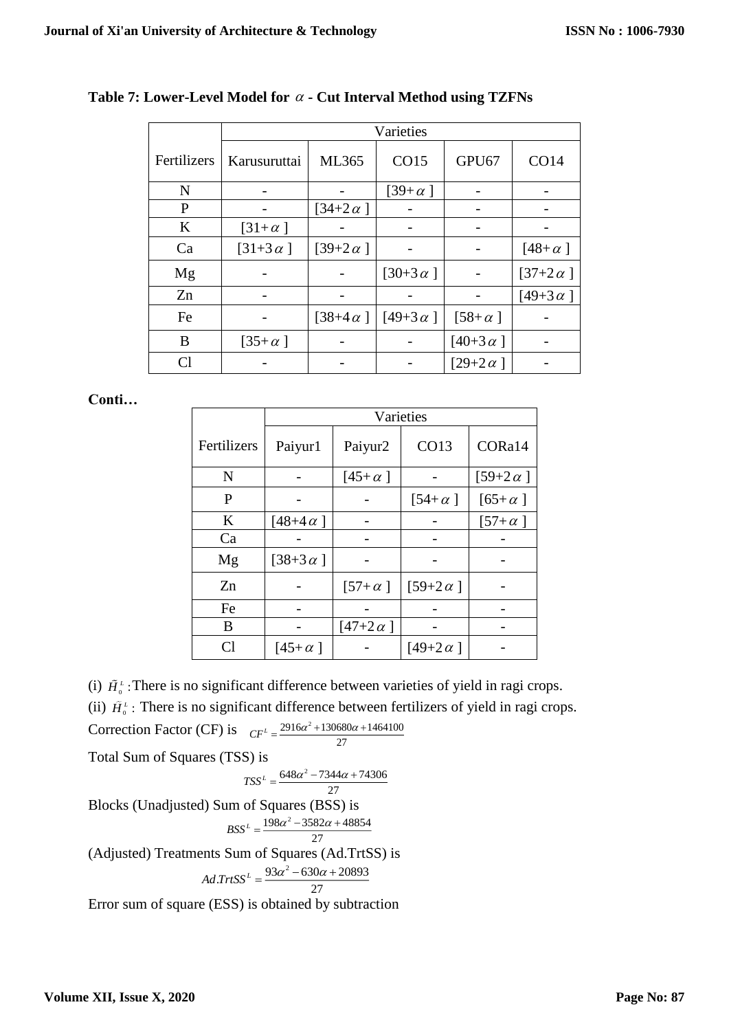**Table 7: Lower-Level Model for $\alpha$ - Cut Interval Method using TZFNs**

| Fertilizers | Varieties | | | | |
|---|---|---|---|---|---|
| | Karusuruttai | ML365 | CO15 | GPU67 | CO14 |
| N | - | - | [39+ $\alpha$ ] | - | - |
| P | - | [34+2 $\alpha$ ] | - | - | - |
| K | [31+ $\alpha$ ] | - | - | - | - |
| Ca | [31+3 $\alpha$ ] | [39+2 $\alpha$ ] | - | - | [48+ $\alpha$ ] |
| Mg | - | - | [30+3 $\alpha$ ] | - | [37+2 $\alpha$ ] |
| Zn | - | - | - | - | [49+3 $\alpha$ ] |
| Fe | - | [38+4 $\alpha$ ] | [49+3 $\alpha$ ] | [58+ $\alpha$ ] | - |
| B | [35+ $\alpha$ ] | - | - | [40+3 $\alpha$ ] | - |
| Cl | - | - | - | [29+2 $\alpha$ ] | - |

**Conti…**

| Fertilizers | Varieties | | | |
|---|---|---|---|---|
| | Paiyur1 | Paiyur2 | CO13 | CORa14 |
| N | - | [45+ $\alpha$ ] | - | [59+2 $\alpha$ ] |
| P | - | - | [54+ $\alpha$ ] | [65+ $\alpha$ ] |
| K | [48+4 $\alpha$ ] | - | - | [57+ $\alpha$ ] |
| Ca | - | - | - | - |
| Mg | [38+3 $\alpha$ ] | - | - | - |
| Zn | - | [57+ $\alpha$ ] | [59+2 $\alpha$ ] | - |
| Fe | - | - | - | - |
| B | - | [47+2 $\alpha$ ] | - | - |
| Cl | [45+ $\alpha$ ] | - | [49+2 $\alpha$ ] | - |

(i) $\tilde{H}_0^L$ : There is no significant difference between varieties of yield in ragi crops.

(ii) $\tilde{H}_0^L$ : There is no significant difference between fertilizers of yield in ragi crops.

Correction Factor (CF) is $CF^L = \frac{2916\alpha^2 + 130680\alpha + 1464100}{27}$

Total Sum of Squares (TSS) is

$$TSS^L = \frac{648\alpha^2 - 7344\alpha + 74306}{27}$$

Blocks (Unadjusted) Sum of Squares (BSS) is

$$BSS^L = \frac{198\alpha^2 - 3582\alpha + 48854}{27}$$

(Adjusted) Treatments Sum of Squares (Ad.TrtSS) is

$$Ad.TrtSS^L = \frac{93\alpha^2 - 630\alpha + 20893}{27}$$

Error sum of square (ESS) is obtained by subtraction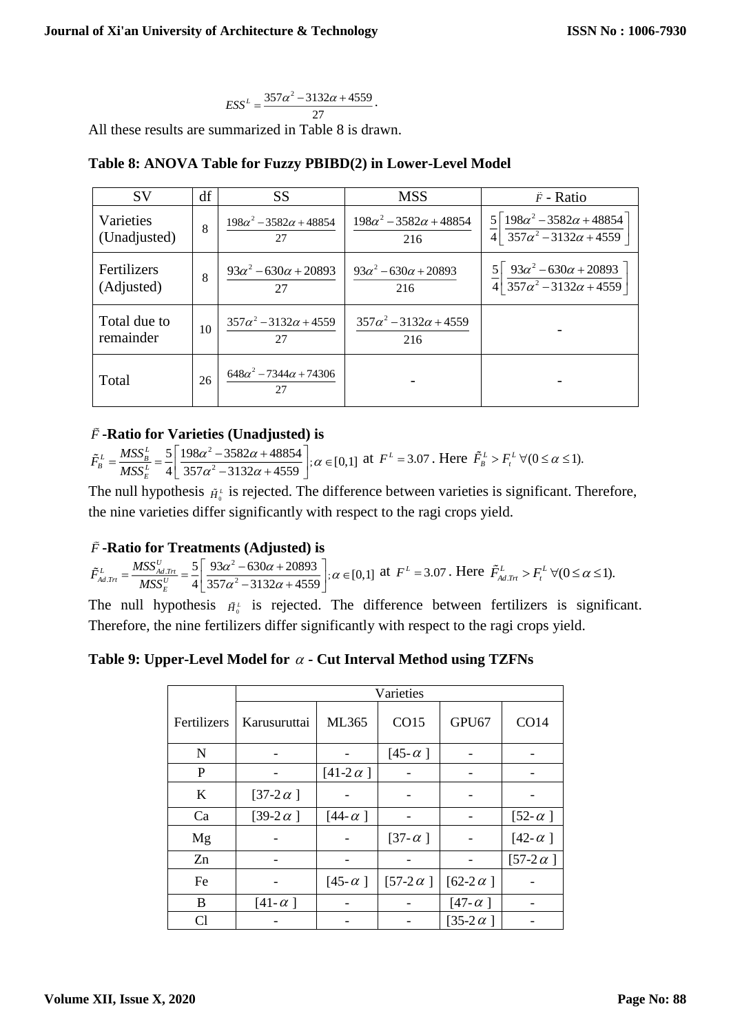$$ESS^L = \frac{357\alpha^2 - 3132\alpha + 4559}{27}.$$

All these results are summarized in Table 8 is drawn.

**Table 8: ANOVA Table for Fuzzy PBIBD(2) in Lower-Level Model**

| SV | df | SS | MSS | $\tilde{F}$ - Ratio |
|---|---|---|---|---|
| Varieties (Unadjusted) | 8 | $\frac{198\alpha^2 - 3582\alpha + 48854}{27}$ | $\frac{198\alpha^2 - 3582\alpha + 48854}{216}$ | $\frac{5}{4}\left[\frac{198\alpha^2 - 3582\alpha + 48854}{357\alpha^2 - 3132\alpha + 4559}\right]$ |
| Fertilizers (Adjusted) | 8 | $\frac{93\alpha^2 - 630\alpha + 20893}{27}$ | $\frac{93\alpha^2 - 630\alpha + 20893}{216}$ | $\frac{5}{4}\left[\frac{93\alpha^2 - 630\alpha + 20893}{357\alpha^2 - 3132\alpha + 4559}\right]$ |
| Total due to remainder | 10 | $\frac{357\alpha^2 - 3132\alpha + 4559}{27}$ | $\frac{357\alpha^2 - 3132\alpha + 4559}{216}$ | - |
| Total | 26 | $\frac{648\alpha^2 - 7344\alpha + 74306}{27}$ | - | - |

### $\tilde{F}$-Ratio for Varieties (Unadjusted) is

$\tilde{F}_B^L = \frac{MSS_B^L}{MSS_E^L} = \frac{5}{4}\left[\frac{198\alpha^2 - 3582\alpha + 48854}{357\alpha^2 - 3132\alpha + 4559}\right]; \alpha \in [0,1]$ at $F^L = 3.07$. Here $\tilde{F}_B^L > F_t^L \; \forall (0 \le \alpha \le 1)$.

The null hypothesis $\tilde{H}_0^L$ is rejected. The difference between varieties is significant. Therefore, the nine varieties differ significantly with respect to the ragi crops yield.

### $\tilde{F}$-Ratio for Treatments (Adjusted) is

$\tilde{F}_{Ad.Trt}^L = \frac{MSS_{Ad.Trt}^U}{MSS_E^U} = \frac{5}{4}\left[\frac{93\alpha^2 - 630\alpha + 20893}{357\alpha^2 - 3132\alpha + 4559}\right]; \alpha \in [0,1]$ at $F^L = 3.07$. Here $\tilde{F}_{Ad.Trt}^L > F_t^L \; \forall (0 \le \alpha \le 1)$.

The null hypothesis $\tilde{H}_0^L$ is rejected. The difference between fertilizers is significant. Therefore, the nine fertilizers differ significantly with respect to the ragi crops yield.

**Table 9: Upper-Level Model for $\alpha$ - Cut Interval Method using TZFNs**

| | Varieties | | | | |
|---|---|---|---|---|---|
| Fertilizers | Karusuruttai | ML365 | CO15 | GPU67 | CO14 |
| N | - | - | [45-$\alpha$] | - | - |
| P | - | [41-2$\alpha$] | - | - | - |
| K | [37-2$\alpha$] | - | - | - | - |
| Ca | [39-2$\alpha$] | [44-$\alpha$] | - | - | [52-$\alpha$] |
| Mg | - | - | [37-$\alpha$] | - | [42-$\alpha$] |
| Zn | - | - | - | - | [57-2$\alpha$] |
| Fe | - | [45-$\alpha$] | [57-2$\alpha$] | [62-2$\alpha$] | - |
| B | [41-$\alpha$] | - | - | [47-$\alpha$] | - |
| Cl | - | - | - | [35-2$\alpha$] | - |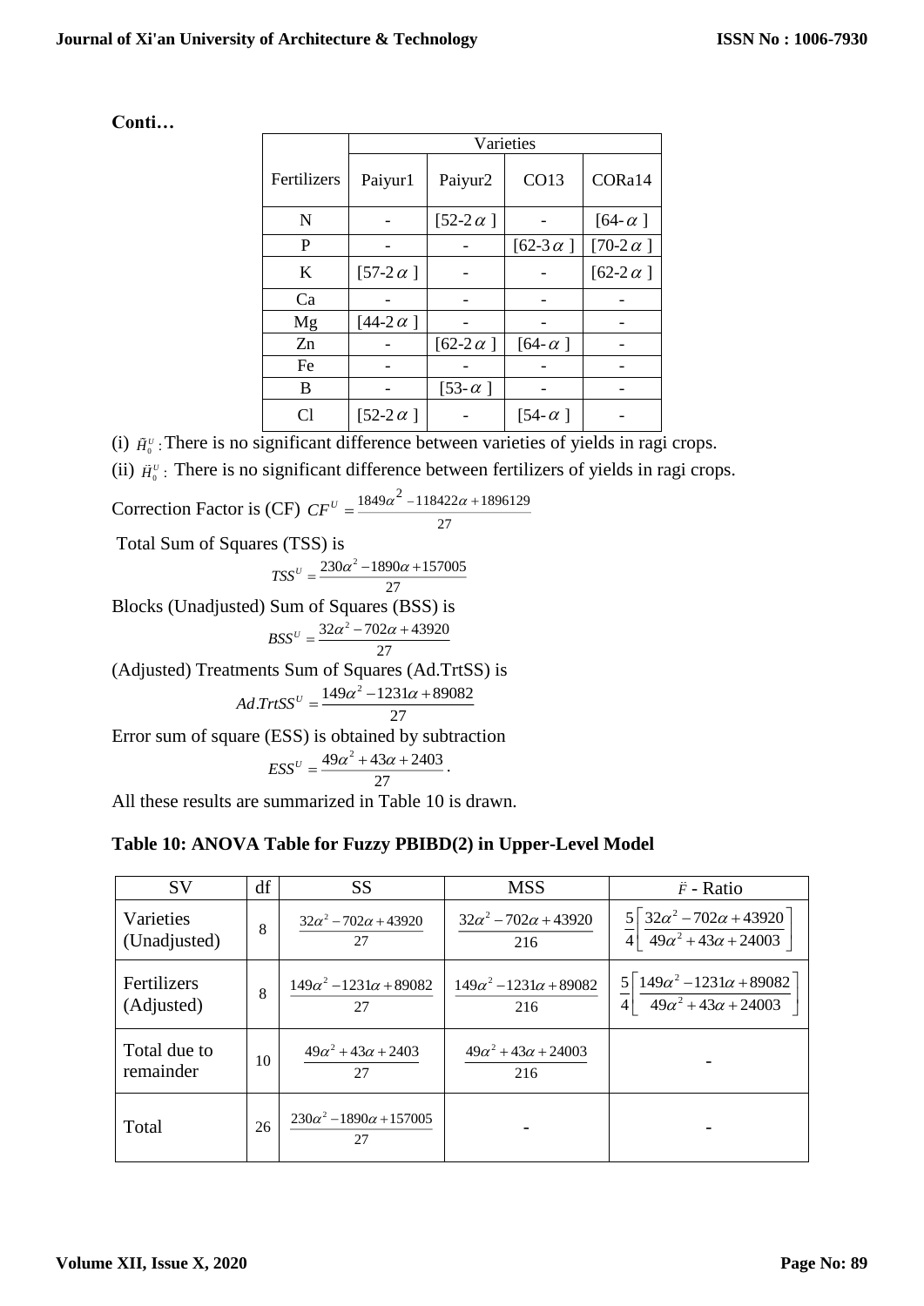**Conti…**

| Fertilizers | Varieties | | | |
|---|---|---|---|---|
| | Paiyur1 | Paiyur2 | CO13 | CORa14 |
| N | - | [52-2$\alpha$ ] | - | [64-$\alpha$ ] |
| P | - | - | [62-3$\alpha$ ] | [70-2$\alpha$ ] |
| K | [57-2$\alpha$ ] | - | - | [62-2$\alpha$ ] |
| Ca | - | - | - | - |
| Mg | [44-2$\alpha$ ] | - | - | - |
| Zn | - | [62-2$\alpha$ ] | [64-$\alpha$ ] | - |
| Fe | - | - | - | - |
| B | - | [53-$\alpha$ ] | - | - |
| Cl | [52-2$\alpha$ ] | - | [54-$\alpha$ ] | - |

(i) $\tilde{H}_0^U$ : There is no significant difference between varieties of yields in ragi crops.

(ii) $\tilde{H}_0^U$ : There is no significant difference between fertilizers of yields in ragi crops.

Correction Factor is (CF) $CF^U = \frac{1849\alpha^2 - 118422\alpha + 1896129}{27}$

Total Sum of Squares (TSS) is

$$TSS^U = \frac{230\alpha^2 - 1890\alpha + 157005}{27}$$

Blocks (Unadjusted) Sum of Squares (BSS) is

$$BSS^U = \frac{32\alpha^2 - 702\alpha + 43920}{27}$$

(Adjusted) Treatments Sum of Squares (Ad.TrtSS) is

$$Ad.TrtSS^U = \frac{149\alpha^2 - 1231\alpha + 89082}{27}$$

Error sum of square (ESS) is obtained by subtraction

$$ESS^U = \frac{49\alpha^2 + 43\alpha + 2403}{27}.$$

All these results are summarized in Table 10 is drawn.

**Table 10: ANOVA Table for Fuzzy PBIBD(2) in Upper-Level Model**

| SV | df | SS | MSS | $\tilde{F}$ - Ratio |
|---|---|---|---|---|
| Varieties (Unadjusted) | 8 | $\frac{32\alpha^2 - 702\alpha + 43920}{27}$ | $\frac{32\alpha^2 - 702\alpha + 43920}{216}$ | $\frac{5}{4}\left[\frac{32\alpha^2 - 702\alpha + 43920}{49\alpha^2 + 43\alpha + 24003}\right]$ |
| Fertilizers (Adjusted) | 8 | $\frac{149\alpha^2 - 1231\alpha + 89082}{27}$ | $\frac{149\alpha^2 - 1231\alpha + 89082}{216}$ | $\frac{5}{4}\left[\frac{149\alpha^2 - 1231\alpha + 89082}{49\alpha^2 + 43\alpha + 24003}\right]$ |
| Total due to remainder | 10 | $\frac{49\alpha^2 + 43\alpha + 2403}{27}$ | $\frac{49\alpha^2 + 43\alpha + 24003}{216}$ | - |
| Total | 26 | $\frac{230\alpha^2 - 1890\alpha + 157005}{27}$ | - | - |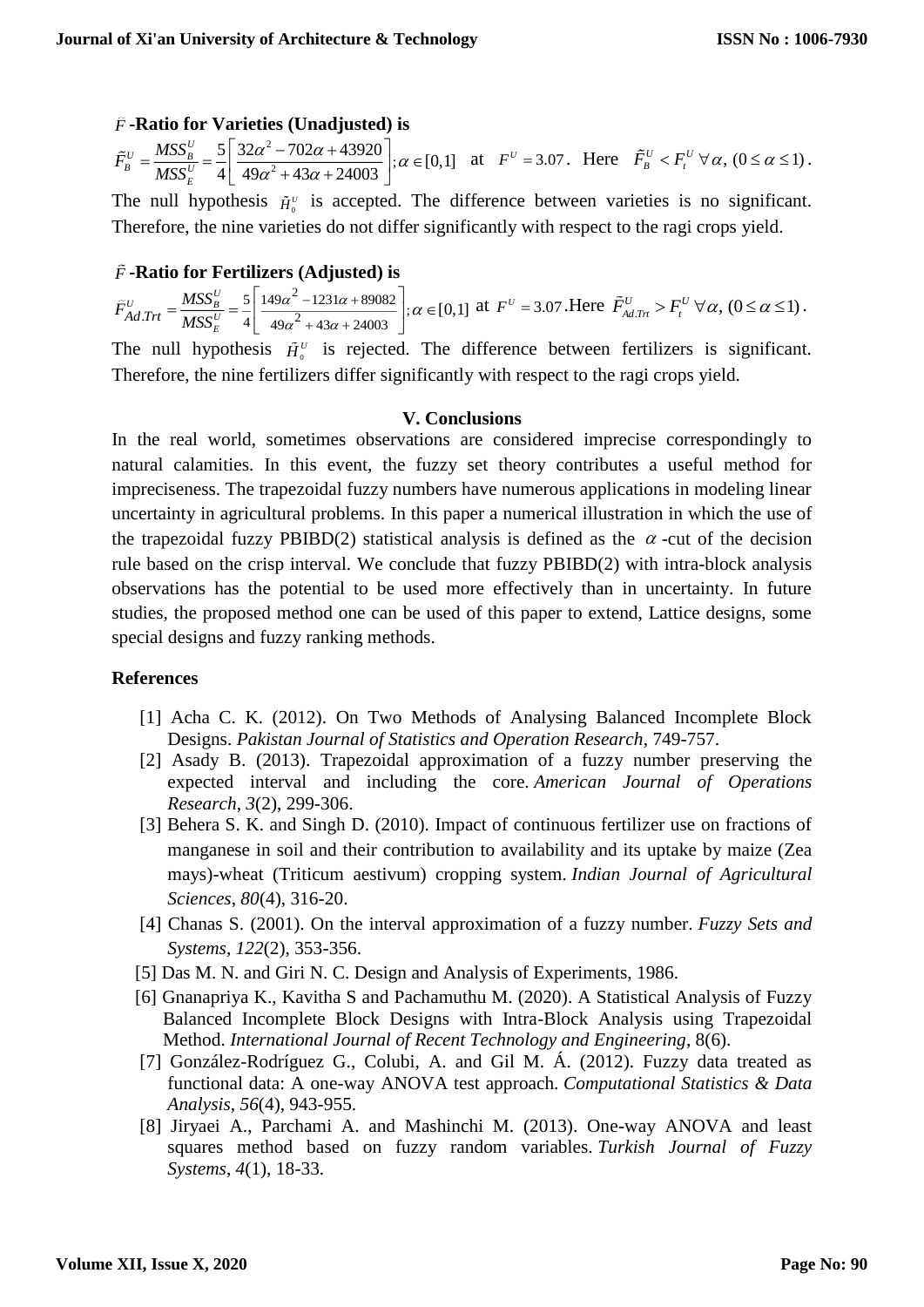**$\tilde{F}$-Ratio for Varieties (Unadjusted) is**

$\tilde{F}_B^U = \frac{MSS_B^U}{MSS_E^U} = \frac{5}{4}\left[\frac{32\alpha^2 - 702\alpha + 43920}{49\alpha^2 + 43\alpha + 24003}\right]; \alpha \in [0,1]$ at $F^U = 3.07$. Here $\tilde{F}_B^U < F_t^U \ \forall \alpha, (0 \le \alpha \le 1)$.

The null hypothesis $\tilde{H}_0^U$ is accepted. The difference between varieties is no significant. Therefore, the nine varieties do not differ significantly with respect to the ragi crops yield.

**$\tilde{F}$-Ratio for Fertilizers (Adjusted) is**

$\tilde{F}_{Ad.Trt}^U = \frac{MSS_B^U}{MSS_E^U} = \frac{5}{4}\left[\frac{149\alpha^2 - 1231\alpha + 89082}{49\alpha^2 + 43\alpha + 24003}\right]; \alpha \in [0,1]$ at $F^U = 3.07$. Here $\tilde{F}_{Ad.Trt}^U > F_t^U \ \forall \alpha, (0 \le \alpha \le 1)$.

The null hypothesis $\tilde{H}_0^U$ is rejected. The difference between fertilizers is significant. Therefore, the nine fertilizers differ significantly with respect to the ragi crops yield.

## V. Conclusions

In the real world, sometimes observations are considered imprecise correspondingly to natural calamities. In this event, the fuzzy set theory contributes a useful method for impreciseness. The trapezoidal fuzzy numbers have numerous applications in modeling linear uncertainty in agricultural problems. In this paper a numerical illustration in which the use of the trapezoidal fuzzy PBIBD(2) statistical analysis is defined as the $\alpha$-cut of the decision rule based on the crisp interval. We conclude that fuzzy PBIBD(2) with intra-block analysis observations has the potential to be used more effectively than in uncertainty. In future studies, the proposed method one can be used of this paper to extend, Lattice designs, some special designs and fuzzy ranking methods.

## References

[1] Acha C. K. (2012). On Two Methods of Analysing Balanced Incomplete Block Designs. *Pakistan Journal of Statistics and Operation Research*, 749-757.

[2] Asady B. (2013). Trapezoidal approximation of a fuzzy number preserving the expected interval and including the core. *American Journal of Operations Research*, *3*(2), 299-306.

[3] Behera S. K. and Singh D. (2010). Impact of continuous fertilizer use on fractions of manganese in soil and their contribution to availability and its uptake by maize (Zea mays)-wheat (Triticum aestivum) cropping system. *Indian Journal of Agricultural Sciences*, *80*(4), 316-20.

[4] Chanas S. (2001). On the interval approximation of a fuzzy number. *Fuzzy Sets and Systems*, *122*(2), 353-356.

[5] Das M. N. and Giri N. C. Design and Analysis of Experiments, 1986.

[6] Gnanapriya K., Kavitha S and Pachamuthu M. (2020). A Statistical Analysis of Fuzzy Balanced Incomplete Block Designs with Intra-Block Analysis using Trapezoidal Method. *International Journal of Recent Technology and Engineering*, 8(6).

[7] González-Rodríguez G., Colubi, A. and Gil M. Á. (2012). Fuzzy data treated as functional data: A one-way ANOVA test approach. *Computational Statistics & Data Analysis*, *56*(4), 943-955.

[8] Jiryaei A., Parchami A. and Mashinchi M. (2013). One-way ANOVA and least squares method based on fuzzy random variables. *Turkish Journal of Fuzzy Systems*, *4*(1), 18-33.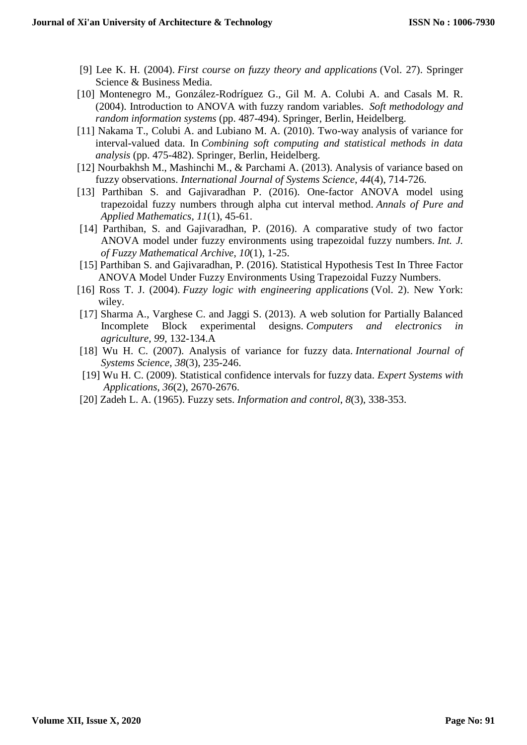[9] Lee K. H. (2004). *First course on fuzzy theory and applications* (Vol. 27). Springer Science & Business Media.

[10] Montenegro M., González-Rodríguez G., Gil M. A. Colubi A. and Casals M. R. (2004). Introduction to ANOVA with fuzzy random variables. *Soft methodology and random information systems* (pp. 487-494). Springer, Berlin, Heidelberg.

[11] Nakama T., Colubi A. and Lubiano M. A. (2010). Two-way analysis of variance for interval-valued data. In *Combining soft computing and statistical methods in data analysis* (pp. 475-482). Springer, Berlin, Heidelberg.

[12] Nourbakhsh M., Mashinchi M., & Parchami A. (2013). Analysis of variance based on fuzzy observations. *International Journal of Systems Science*, *44*(4), 714-726.

[13] Parthiban S. and Gajivaradhan P. (2016). One-factor ANOVA model using trapezoidal fuzzy numbers through alpha cut interval method. *Annals of Pure and Applied Mathematics*, *11*(1), 45-61.

[14] Parthiban, S. and Gajivaradhan, P. (2016). A comparative study of two factor ANOVA model under fuzzy environments using trapezoidal fuzzy numbers. *Int. J. of Fuzzy Mathematical Archive*, *10*(1), 1-25.

[15] Parthiban S. and Gajivaradhan, P. (2016). Statistical Hypothesis Test In Three Factor ANOVA Model Under Fuzzy Environments Using Trapezoidal Fuzzy Numbers.

[16] Ross T. J. (2004). *Fuzzy logic with engineering applications* (Vol. 2). New York: wiley.

[17] Sharma A., Varghese C. and Jaggi S. (2013). A web solution for Partially Balanced Incomplete Block experimental designs. *Computers and electronics in agriculture*, *99*, 132-134.A

[18] Wu H. C. (2007). Analysis of variance for fuzzy data. *International Journal of Systems Science*, *38*(3), 235-246.

[19] Wu H. C. (2009). Statistical confidence intervals for fuzzy data. *Expert Systems with Applications*, *36*(2), 2670-2676.

[20] Zadeh L. A. (1965). Fuzzy sets. *Information and control*, *8*(3), 338-353.